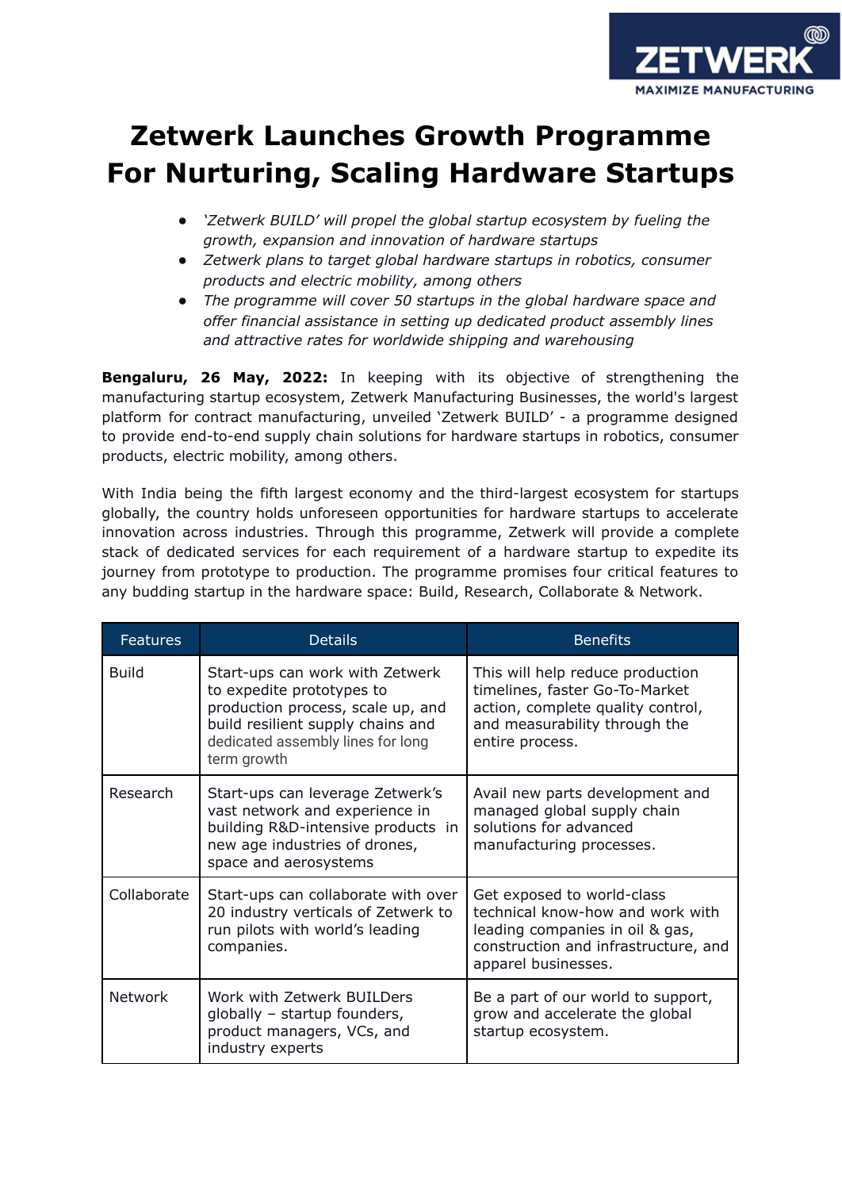# Zetwerk Launches Growth Programme For Nurturing, Scaling Hardware Startups

- *'Zetwerk BUILD' will propel the global startup ecosystem by fueling the growth, expansion and innovation of hardware startups*
- *Zetwerk plans to target global hardware startups in robotics, consumer products and electric mobility, among others*
- *The programme will cover 50 startups in the global hardware space and offer financial assistance in setting up dedicated product assembly lines and attractive rates for worldwide shipping and warehousing*

**Bengaluru, 26 May, 2022:** In keeping with its objective of strengthening the manufacturing startup ecosystem, Zetwerk Manufacturing Businesses, the world's largest platform for contract manufacturing, unveiled 'Zetwerk BUILD' - a programme designed to provide end-to-end supply chain solutions for hardware startups in robotics, consumer products, electric mobility, among others.

With India being the fifth largest economy and the third-largest ecosystem for startups globally, the country holds unforeseen opportunities for hardware startups to accelerate innovation across industries. Through this programme, Zetwerk will provide a complete stack of dedicated services for each requirement of a hardware startup to expedite its journey from prototype to production. The programme promises four critical features to any budding startup in the hardware space: Build, Research, Collaborate & Network.

| Features | Details | Benefits |
|---|---|---|
| Build | Start-ups can work with Zetwerk to expedite prototypes to production process, scale up, and build resilient supply chains and dedicated assembly lines for long term growth | This will help reduce production timelines, faster Go-To-Market action, complete quality control, and measurability through the entire process. |
| Research | Start-ups can leverage Zetwerk's vast network and experience in building R&D-intensive products in new age industries of drones, space and aerosystems | Avail new parts development and managed global supply chain solutions for advanced manufacturing processes. |
| Collaborate | Start-ups can collaborate with over 20 industry verticals of Zetwerk to run pilots with world's leading companies. | Get exposed to world-class technical know-how and work with leading companies in oil & gas, construction and infrastructure, and apparel businesses. |
| Network | Work with Zetwerk BUILDers globally – startup founders, product managers, VCs, and industry experts | Be a part of our world to support, grow and accelerate the global startup ecosystem. |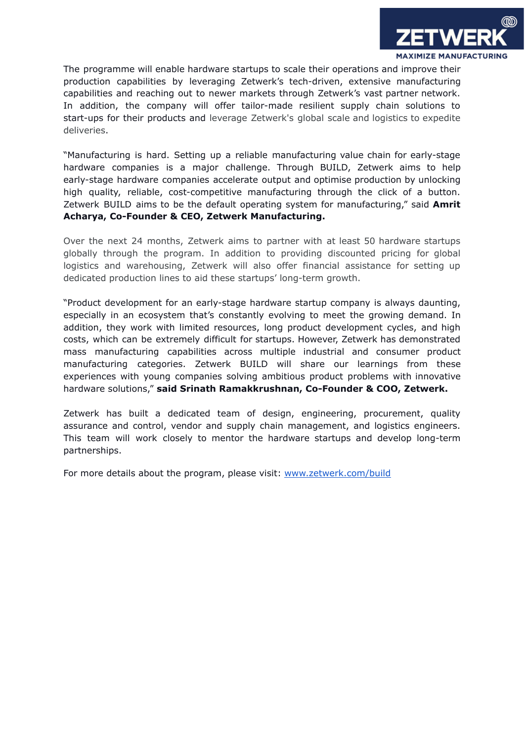The programme will enable hardware startups to scale their operations and improve their production capabilities by leveraging Zetwerk's tech-driven, extensive manufacturing capabilities and reaching out to newer markets through Zetwerk's vast partner network. In addition, the company will offer tailor-made resilient supply chain solutions to start-ups for their products and leverage Zetwerk's global scale and logistics to expedite deliveries.

"Manufacturing is hard. Setting up a reliable manufacturing value chain for early-stage hardware companies is a major challenge. Through BUILD, Zetwerk aims to help early-stage hardware companies accelerate output and optimise production by unlocking high quality, reliable, cost-competitive manufacturing through the click of a button. Zetwerk BUILD aims to be the default operating system for manufacturing," said **Amrit Acharya, Co-Founder & CEO, Zetwerk Manufacturing.**

Over the next 24 months, Zetwerk aims to partner with at least 50 hardware startups globally through the program. In addition to providing discounted pricing for global logistics and warehousing, Zetwerk will also offer financial assistance for setting up dedicated production lines to aid these startups' long-term growth.

"Product development for an early-stage hardware startup company is always daunting, especially in an ecosystem that's constantly evolving to meet the growing demand. In addition, they work with limited resources, long product development cycles, and high costs, which can be extremely difficult for startups. However, Zetwerk has demonstrated mass manufacturing capabilities across multiple industrial and consumer product manufacturing categories. Zetwerk BUILD will share our learnings from these experiences with young companies solving ambitious product problems with innovative hardware solutions," **said Srinath Ramakkrushnan, Co-Founder & COO, Zetwerk.**

Zetwerk has built a dedicated team of design, engineering, procurement, quality assurance and control, vendor and supply chain management, and logistics engineers. This team will work closely to mentor the hardware startups and develop long-term partnerships.

For more details about the program, please visit: [www.zetwerk.com/build](http://www.zetwerk.com/build)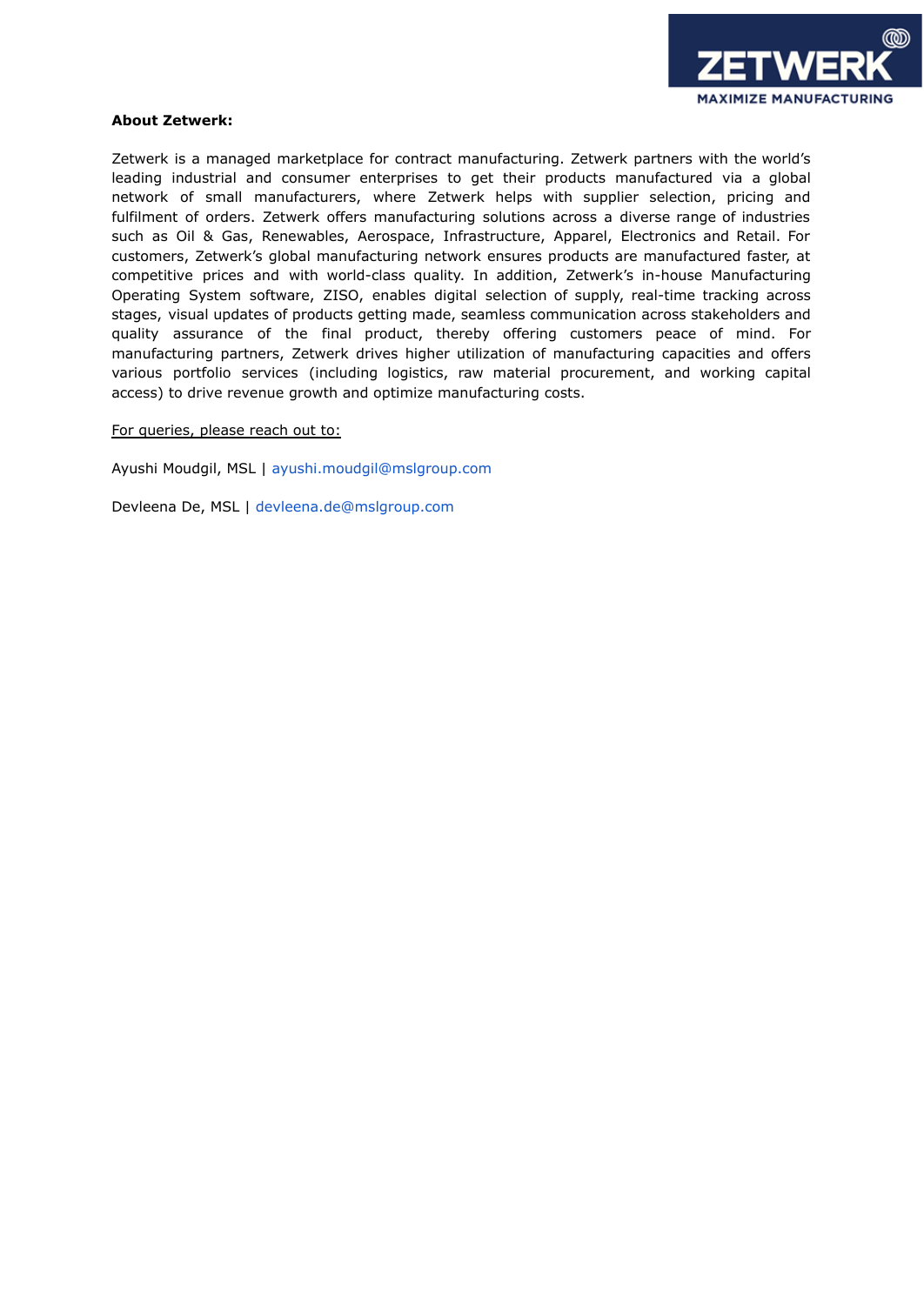**About Zetwerk:**

Zetwerk is a managed marketplace for contract manufacturing. Zetwerk partners with the world's leading industrial and consumer enterprises to get their products manufactured via a global network of small manufacturers, where Zetwerk helps with supplier selection, pricing and fulfilment of orders. Zetwerk offers manufacturing solutions across a diverse range of industries such as Oil & Gas, Renewables, Aerospace, Infrastructure, Apparel, Electronics and Retail. For customers, Zetwerk's global manufacturing network ensures products are manufactured faster, at competitive prices and with world-class quality. In addition, Zetwerk's in-house Manufacturing Operating System software, ZISO, enables digital selection of supply, real-time tracking across stages, visual updates of products getting made, seamless communication across stakeholders and quality assurance of the final product, thereby offering customers peace of mind. For manufacturing partners, Zetwerk drives higher utilization of manufacturing capacities and offers various portfolio services (including logistics, raw material procurement, and working capital access) to drive revenue growth and optimize manufacturing costs.

For queries, please reach out to:

Ayushi Moudgil, MSL | ayushi.moudgil@mslgroup.com

Devleena De, MSL | devleena.de@mslgroup.com